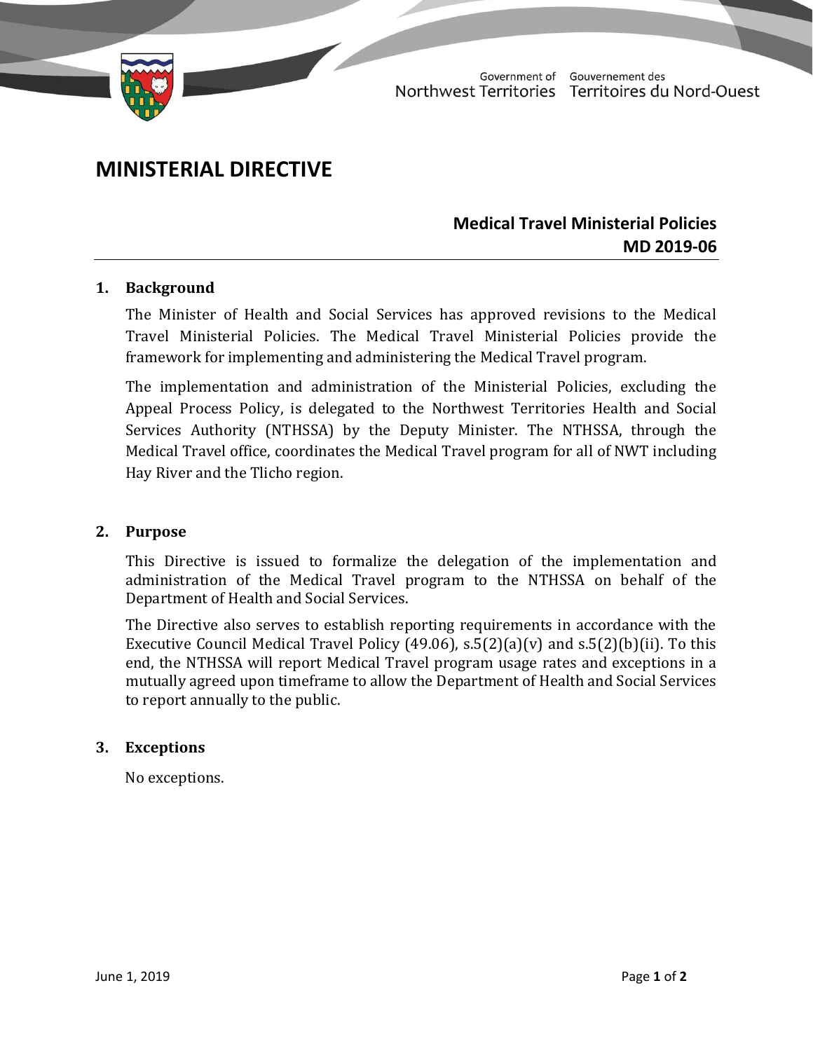Government of Northwest Territories / Gouvernement des Territoires du Nord-Ouest

# MINISTERIAL DIRECTIVE

**Medical Travel Ministerial Policies**
**MD 2019-06**

## 1. Background

The Minister of Health and Social Services has approved revisions to the Medical Travel Ministerial Policies. The Medical Travel Ministerial Policies provide the framework for implementing and administering the Medical Travel program.

The implementation and administration of the Ministerial Policies, excluding the Appeal Process Policy, is delegated to the Northwest Territories Health and Social Services Authority (NTHSSA) by the Deputy Minister. The NTHSSA, through the Medical Travel office, coordinates the Medical Travel program for all of NWT including Hay River and the Tlicho region.

## 2. Purpose

This Directive is issued to formalize the delegation of the implementation and administration of the Medical Travel program to the NTHSSA on behalf of the Department of Health and Social Services.

The Directive also serves to establish reporting requirements in accordance with the Executive Council Medical Travel Policy (49.06), s.5(2)(a)(v) and s.5(2)(b)(ii). To this end, the NTHSSA will report Medical Travel program usage rates and exceptions in a mutually agreed upon timeframe to allow the Department of Health and Social Services to report annually to the public.

## 3. Exceptions

No exceptions.

June 1, 2019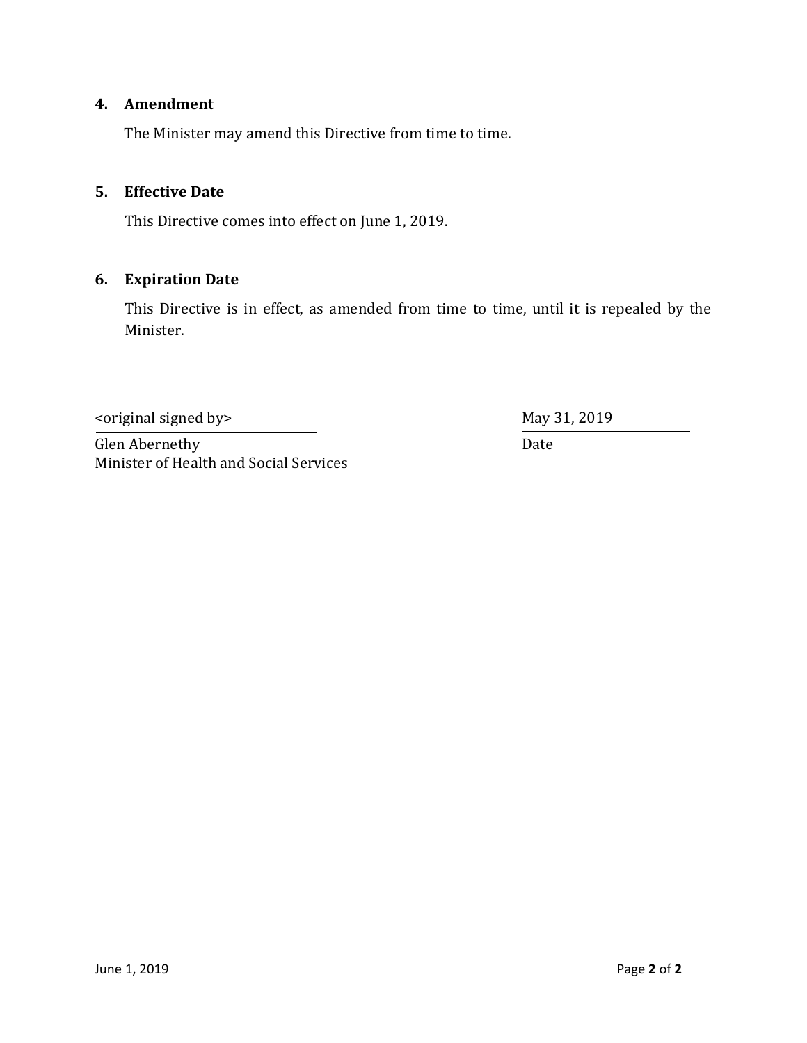## 4. Amendment

The Minister may amend this Directive from time to time.

## 5. Effective Date

This Directive comes into effect on June 1, 2019.

## 6. Expiration Date

This Directive is in effect, as amended from time to time, until it is repealed by the Minister.

<original signed by>

Glen Abernethy
Minister of Health and Social Services

May 31, 2019

Date